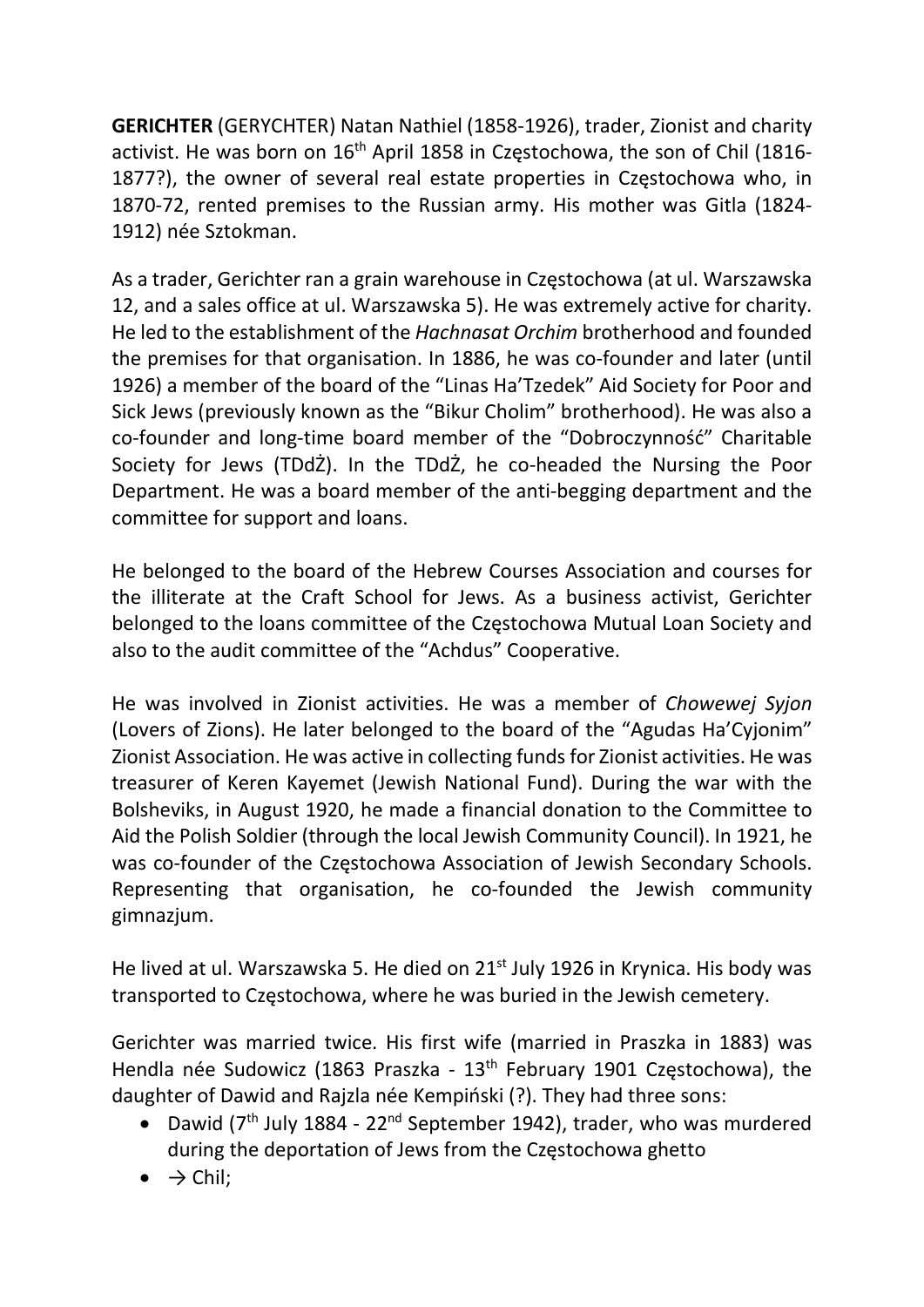**GERICHTER** (GERYCHTER) Natan Nathiel (1858-1926), trader, Zionist and charity activist. He was born on 16th April 1858 in Częstochowa, the son of Chil (1816-1877?), the owner of several real estate properties in Częstochowa who, in 1870-72, rented premises to the Russian army. His mother was Gitla (1824-1912) née Sztokman.

As a trader, Gerichter ran a grain warehouse in Częstochowa (at ul. Warszawska 12, and a sales office at ul. Warszawska 5). He was extremely active for charity. He led to the establishment of the *Hachnasat Orchim* brotherhood and founded the premises for that organisation. In 1886, he was co-founder and later (until 1926) a member of the board of the "Linas Ha'Tzedek" Aid Society for Poor and Sick Jews (previously known as the "Bikur Cholim" brotherhood). He was also a co-founder and long-time board member of the "Dobroczynność" Charitable Society for Jews (TDdŻ). In the TDdŻ, he co-headed the Nursing the Poor Department. He was a board member of the anti-begging department and the committee for support and loans.

He belonged to the board of the Hebrew Courses Association and courses for the illiterate at the Craft School for Jews. As a business activist, Gerichter belonged to the loans committee of the Częstochowa Mutual Loan Society and also to the audit committee of the "Achdus" Cooperative.

He was involved in Zionist activities. He was a member of *Chowewej Syjon* (Lovers of Zions). He later belonged to the board of the "Agudas Ha'Cyjonim" Zionist Association. He was active in collecting funds for Zionist activities. He was treasurer of Keren Kayemet (Jewish National Fund). During the war with the Bolsheviks, in August 1920, he made a financial donation to the Committee to Aid the Polish Soldier (through the local Jewish Community Council). In 1921, he was co-founder of the Częstochowa Association of Jewish Secondary Schools. Representing that organisation, he co-founded the Jewish community gimnazjum.

He lived at ul. Warszawska 5. He died on 21st July 1926 in Krynica. His body was transported to Częstochowa, where he was buried in the Jewish cemetery.

Gerichter was married twice. His first wife (married in Praszka in 1883) was Hendla née Sudowicz (1863 Praszka - 13th February 1901 Częstochowa), the daughter of Dawid and Rajzla née Kempiński (?). They had three sons:

- Dawid (7th July 1884 - 22nd September 1942), trader, who was murdered during the deportation of Jews from the Częstochowa ghetto
- → Chil;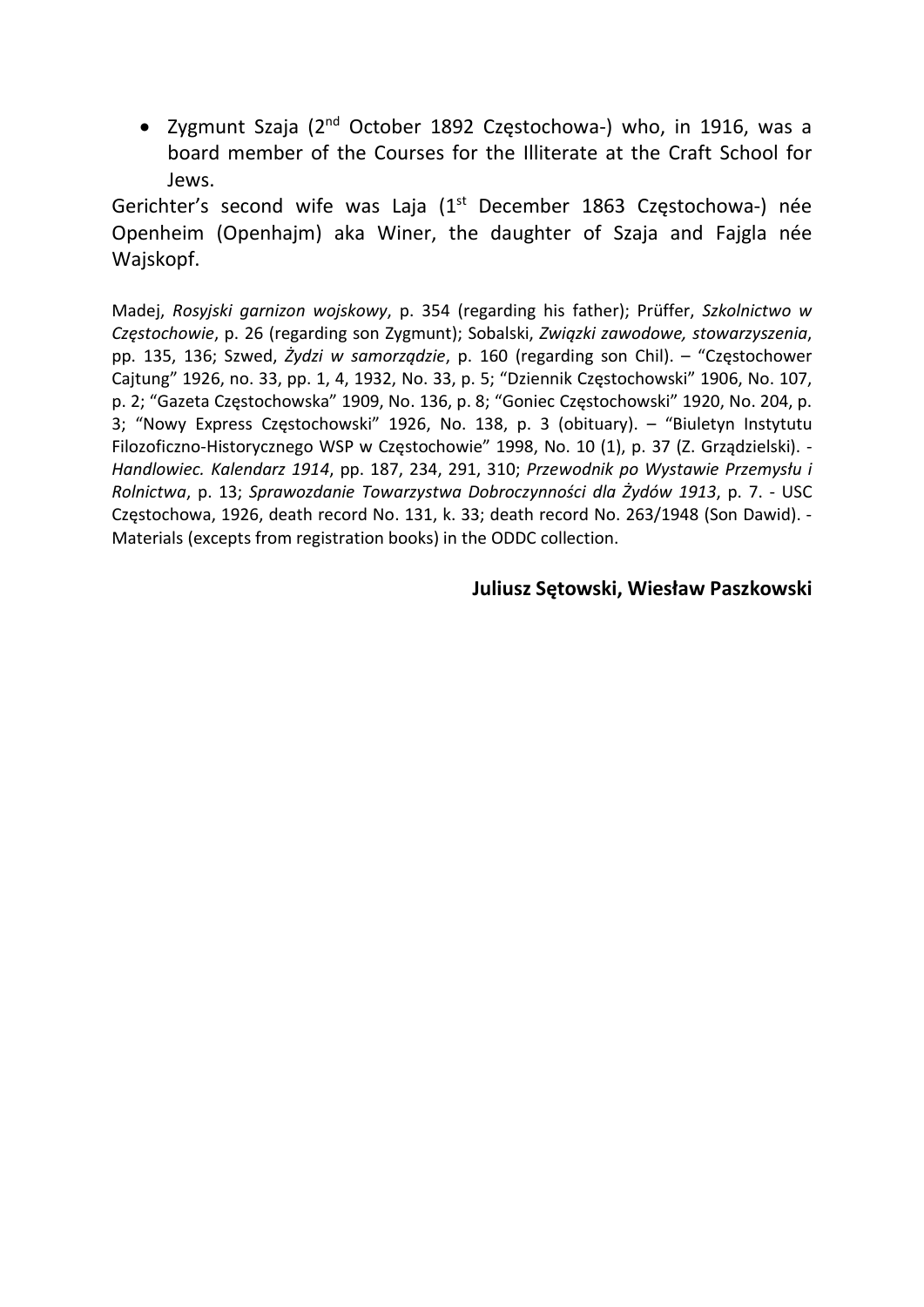- Zygmunt Szaja (2nd October 1892 Częstochowa-) who, in 1916, was a board member of the Courses for the Illiterate at the Craft School for Jews.

Gerichter's second wife was Laja (1st December 1863 Częstochowa-) née Openheim (Openhajm) aka Winer, the daughter of Szaja and Fajgla née Wajskopf.

Madej, *Rosyjski garnizon wojskowy*, p. 354 (regarding his father); Prüffer, *Szkolnictwo w Częstochowie*, p. 26 (regarding son Zygmunt); Sobalski, *Związki zawodowe, stowarzyszenia*, pp. 135, 136; Szwed, *Żydzi w samorządzie*, p. 160 (regarding son Chil). – "Częstochower Cajtung" 1926, no. 33, pp. 1, 4, 1932, No. 33, p. 5; "Dziennik Częstochowski" 1906, No. 107, p. 2; "Gazeta Częstochowska" 1909, No. 136, p. 8; "Goniec Częstochowski" 1920, No. 204, p. 3; "Nowy Express Częstochowski" 1926, No. 138, p. 3 (obituary). – "Biuletyn Instytutu Filozoficzno-Historycznego WSP w Częstochowie" 1998, No. 10 (1), p. 37 (Z. Grządzielski). - *Handlowiec. Kalendarz 1914*, pp. 187, 234, 291, 310; *Przewodnik po Wystawie Przemysłu i Rolnictwa*, p. 13; *Sprawozdanie Towarzystwa Dobroczynności dla Żydów 1913*, p. 7. - USC Częstochowa, 1926, death record No. 131, k. 33; death record No. 263/1948 (Son Dawid). - Materials (excepts from registration books) in the ODDC collection.

**Juliusz Sętowski, Wiesław Paszkowski**